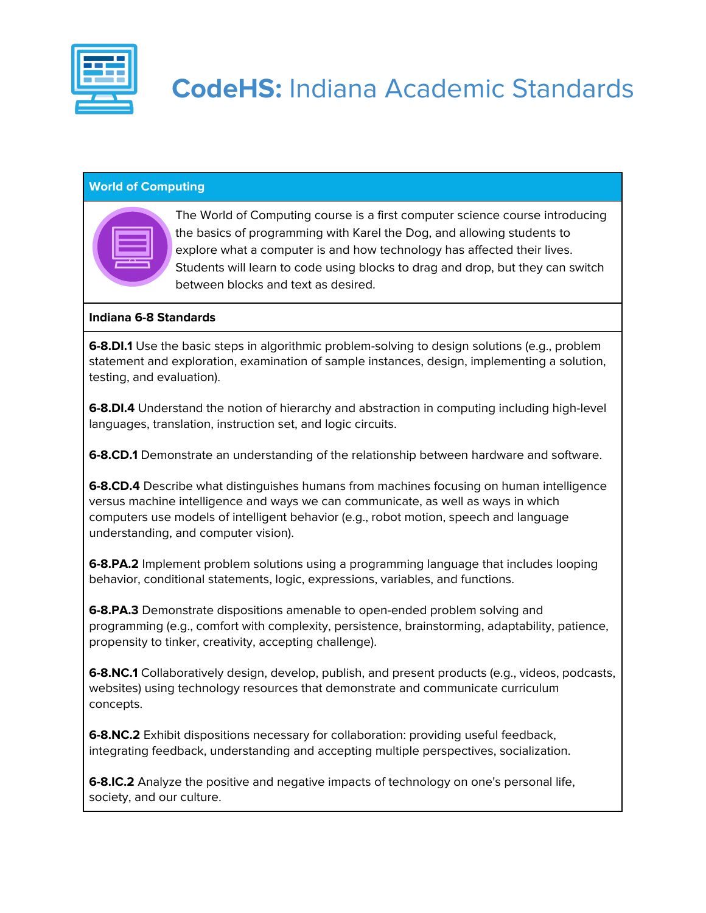# **CodeHS:** Indiana Academic Standards

## World of Computing

The World of Computing course is a first computer science course introducing the basics of programming with Karel the Dog, and allowing students to explore what a computer is and how technology has affected their lives. Students will learn to code using blocks to drag and drop, but they can switch between blocks and text as desired.

### Indiana 6-8 Standards

**6-8.DI.1** Use the basic steps in algorithmic problem-solving to design solutions (e.g., problem statement and exploration, examination of sample instances, design, implementing a solution, testing, and evaluation).

**6-8.DI.4** Understand the notion of hierarchy and abstraction in computing including high-level languages, translation, instruction set, and logic circuits.

**6-8.CD.1** Demonstrate an understanding of the relationship between hardware and software.

**6-8.CD.4** Describe what distinguishes humans from machines focusing on human intelligence versus machine intelligence and ways we can communicate, as well as ways in which computers use models of intelligent behavior (e.g., robot motion, speech and language understanding, and computer vision).

**6-8.PA.2** Implement problem solutions using a programming language that includes looping behavior, conditional statements, logic, expressions, variables, and functions.

**6-8.PA.3** Demonstrate dispositions amenable to open-ended problem solving and programming (e.g., comfort with complexity, persistence, brainstorming, adaptability, patience, propensity to tinker, creativity, accepting challenge).

**6-8.NC.1** Collaboratively design, develop, publish, and present products (e.g., videos, podcasts, websites) using technology resources that demonstrate and communicate curriculum concepts.

**6-8.NC.2** Exhibit dispositions necessary for collaboration: providing useful feedback, integrating feedback, understanding and accepting multiple perspectives, socialization.

**6-8.IC.2** Analyze the positive and negative impacts of technology on one's personal life, society, and our culture.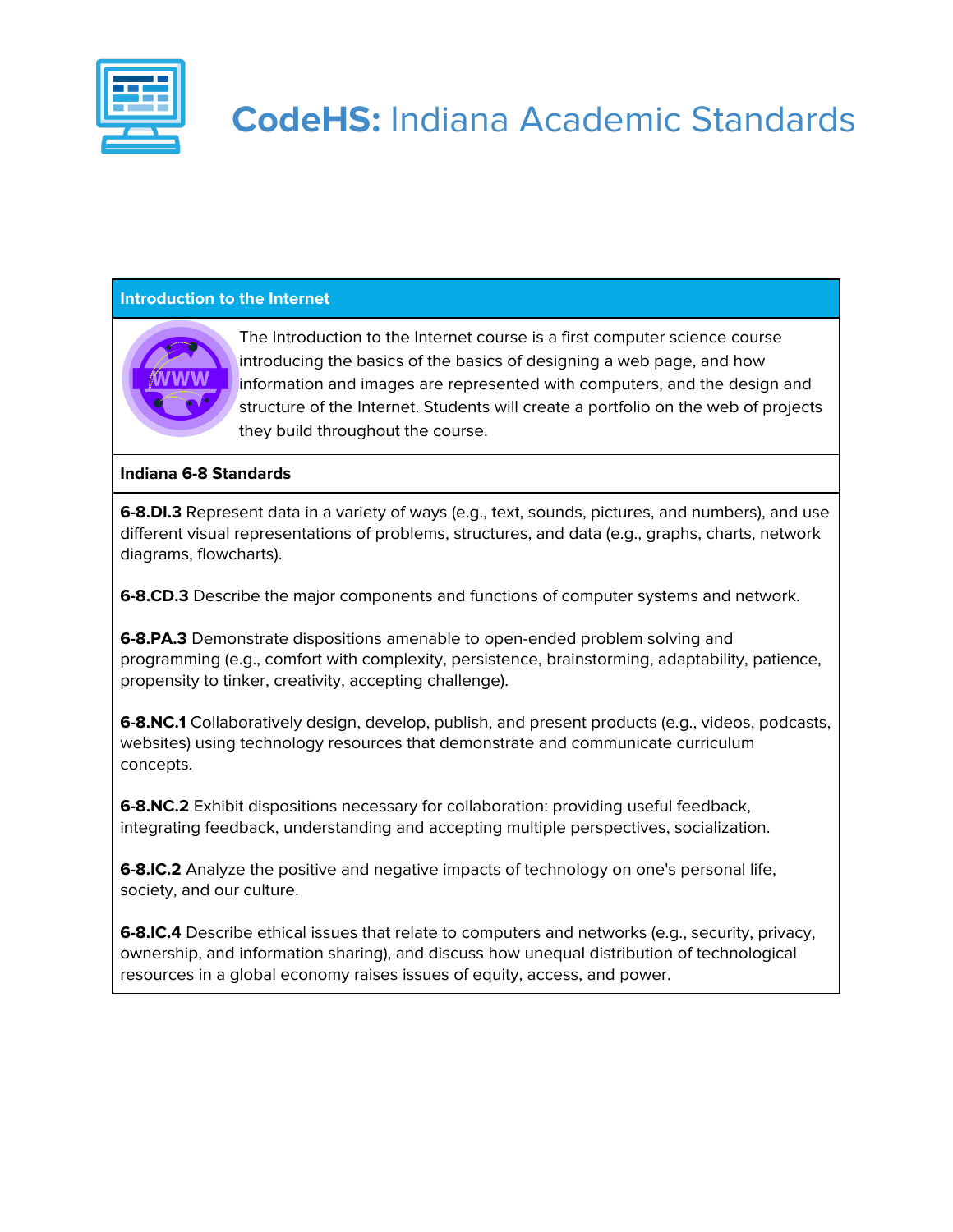# **CodeHS:** Indiana Academic Standards

## Introduction to the Internet

The Introduction to the Internet course is a first computer science course introducing the basics of the basics of designing a web page, and how information and images are represented with computers, and the design and structure of the Internet. Students will create a portfolio on the web of projects they build throughout the course.

### Indiana 6-8 Standards

**6-8.DI.3** Represent data in a variety of ways (e.g., text, sounds, pictures, and numbers), and use different visual representations of problems, structures, and data (e.g., graphs, charts, network diagrams, flowcharts).

**6-8.CD.3** Describe the major components and functions of computer systems and network.

**6-8.PA.3** Demonstrate dispositions amenable to open-ended problem solving and programming (e.g., comfort with complexity, persistence, brainstorming, adaptability, patience, propensity to tinker, creativity, accepting challenge).

**6-8.NC.1** Collaboratively design, develop, publish, and present products (e.g., videos, podcasts, websites) using technology resources that demonstrate and communicate curriculum concepts.

**6-8.NC.2** Exhibit dispositions necessary for collaboration: providing useful feedback, integrating feedback, understanding and accepting multiple perspectives, socialization.

**6-8.IC.2** Analyze the positive and negative impacts of technology on one's personal life, society, and our culture.

**6-8.IC.4** Describe ethical issues that relate to computers and networks (e.g., security, privacy, ownership, and information sharing), and discuss how unequal distribution of technological resources in a global economy raises issues of equity, access, and power.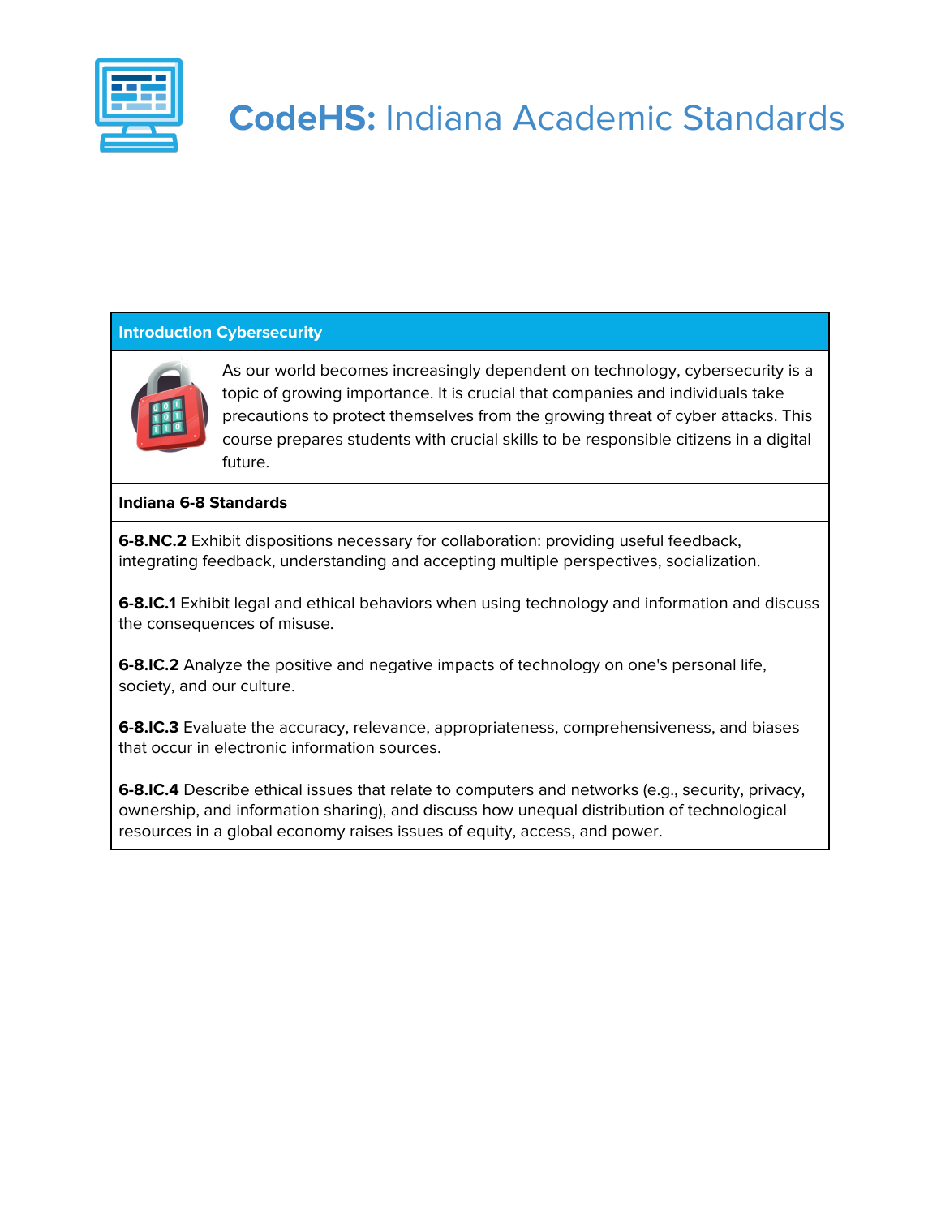# **CodeHS:** Indiana Academic Standards

## Introduction Cybersecurity

As our world becomes increasingly dependent on technology, cybersecurity is a topic of growing importance. It is crucial that companies and individuals take precautions to protect themselves from the growing threat of cyber attacks. This course prepares students with crucial skills to be responsible citizens in a digital future.

### Indiana 6-8 Standards

**6-8.NC.2** Exhibit dispositions necessary for collaboration: providing useful feedback, integrating feedback, understanding and accepting multiple perspectives, socialization.

**6-8.IC.1** Exhibit legal and ethical behaviors when using technology and information and discuss the consequences of misuse.

**6-8.IC.2** Analyze the positive and negative impacts of technology on one's personal life, society, and our culture.

**6-8.IC.3** Evaluate the accuracy, relevance, appropriateness, comprehensiveness, and biases that occur in electronic information sources.

**6-8.IC.4** Describe ethical issues that relate to computers and networks (e.g., security, privacy, ownership, and information sharing), and discuss how unequal distribution of technological resources in a global economy raises issues of equity, access, and power.